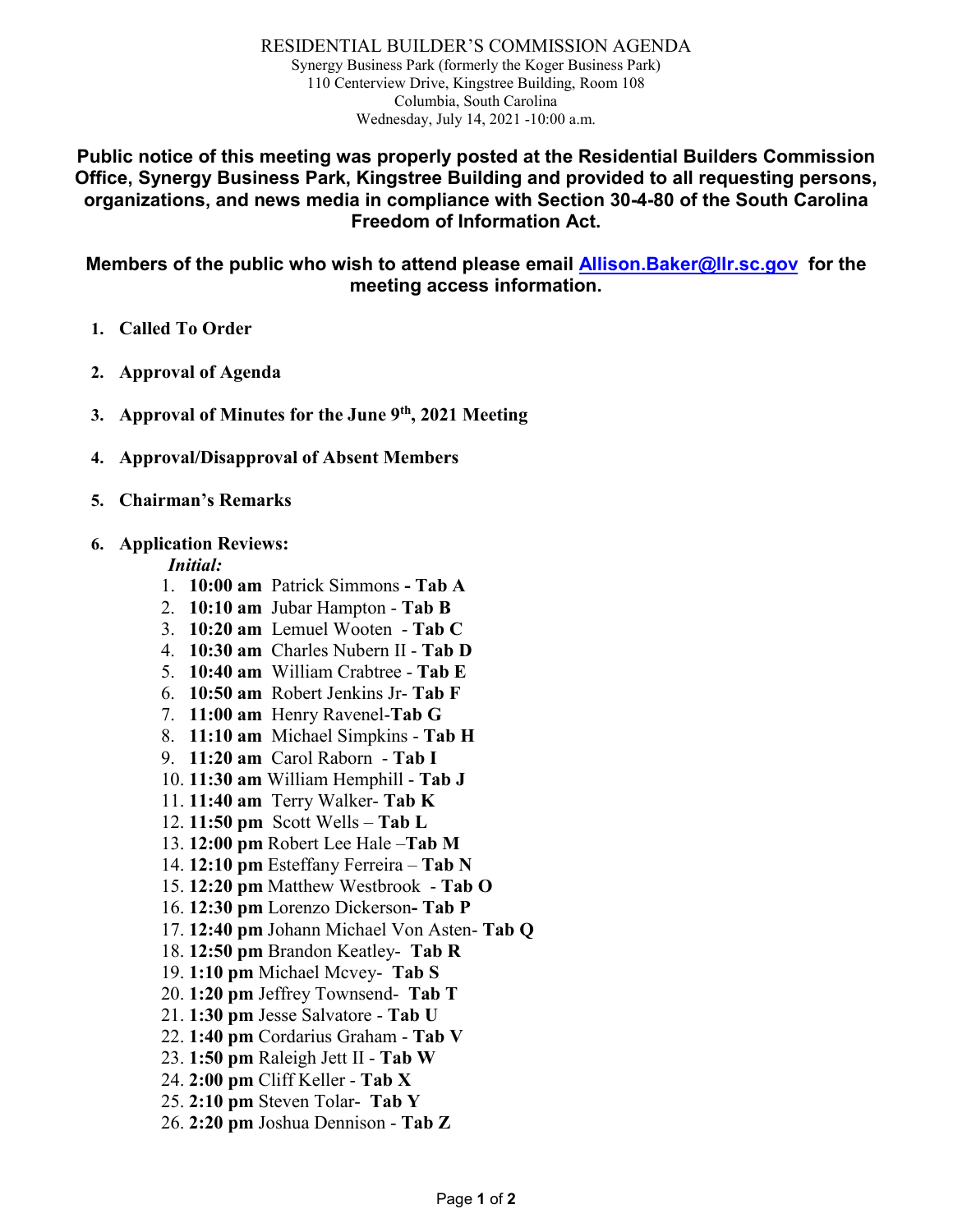# RESIDENTIAL BUILDER'S COMMISSION AGENDA

Synergy Business Park (formerly the Koger Business Park)
110 Centerview Drive, Kingstree Building, Room 108
Columbia, South Carolina
Wednesday, July 14, 2021 -10:00 a.m.

**Public notice of this meeting was properly posted at the Residential Builders Commission Office, Synergy Business Park, Kingstree Building and provided to all requesting persons, organizations, and news media in compliance with Section 30-4-80 of the South Carolina Freedom of Information Act.**

**Members of the public who wish to attend please email [Allison.Baker@llr.sc.gov](mailto:Allison.Baker@llr.sc.gov) for the meeting access information.**

1. **Called To Order**
2. **Approval of Agenda**
3. **Approval of Minutes for the June 9th, 2021 Meeting**
4. **Approval/Disapproval of Absent Members**
5. **Chairman's Remarks**
6. **Application Reviews:**

   ***Initial:***

   1. **10:00 am** Patrick Simmons **- Tab A**
   2. **10:10 am** Jubar Hampton - **Tab B**
   3. **10:20 am** Lemuel Wooten - **Tab C**
   4. **10:30 am** Charles Nubern II - **Tab D**
   5. **10:40 am** William Crabtree - **Tab E**
   6. **10:50 am** Robert Jenkins Jr- **Tab F**
   7. **11:00 am** Henry Ravenel-**Tab G**
   8. **11:10 am** Michael Simpkins - **Tab H**
   9. **11:20 am** Carol Raborn - **Tab I**
   10. **11:30 am** William Hemphill - **Tab J**
   11. **11:40 am** Terry Walker- **Tab K**
   12. **11:50 pm** Scott Wells – **Tab L**
   13. **12:00 pm** Robert Lee Hale –**Tab M**
   14. **12:10 pm** Esteffany Ferreira – **Tab N**
   15. **12:20 pm** Matthew Westbrook - **Tab O**
   16. **12:30 pm** Lorenzo Dickerson**- Tab P**
   17. **12:40 pm** Johann Michael Von Asten- **Tab Q**
   18. **12:50 pm** Brandon Keatley- **Tab R**
   19. **1:10 pm** Michael Mcvey- **Tab S**
   20. **1:20 pm** Jeffrey Townsend- **Tab T**
   21. **1:30 pm** Jesse Salvatore - **Tab U**
   22. **1:40 pm** Cordarius Graham - **Tab V**
   23. **1:50 pm** Raleigh Jett II - **Tab W**
   24. **2:00 pm** Cliff Keller - **Tab X**
   25. **2:10 pm** Steven Tolar- **Tab Y**
   26. **2:20 pm** Joshua Dennison - **Tab Z**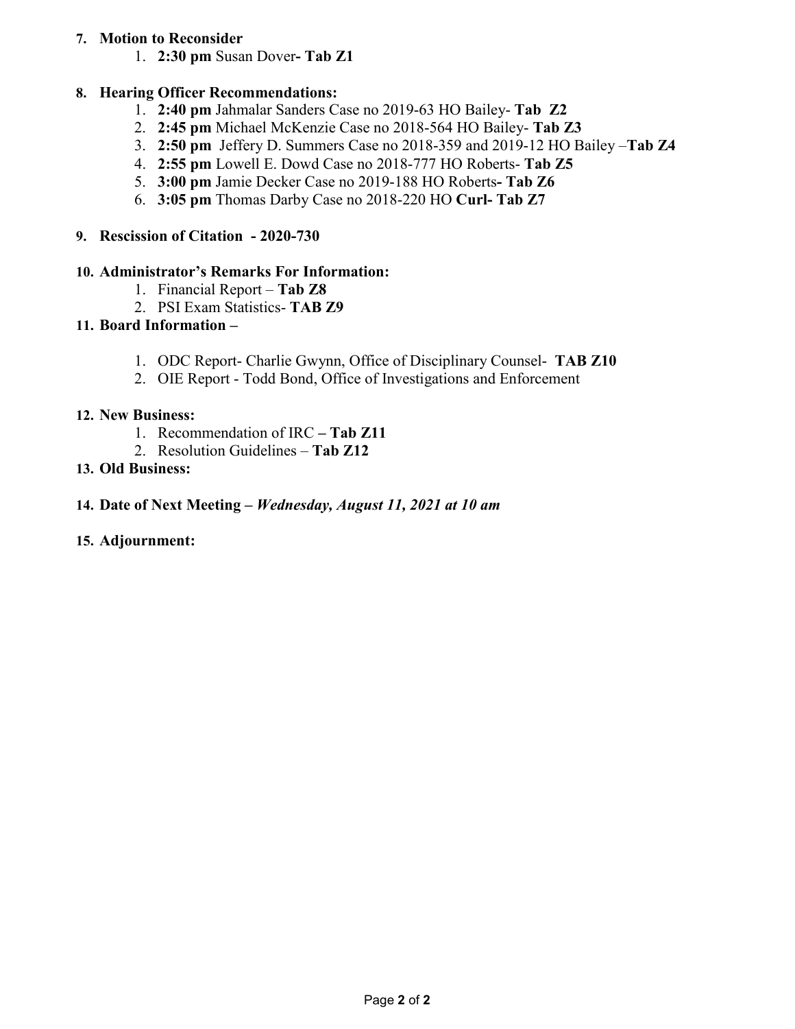7. **Motion to Reconsider**
    1. **2:30 pm** Susan Dover**- Tab Z1**

8. **Hearing Officer Recommendations:**
    1. **2:40 pm** Jahmalar Sanders Case no 2019-63 HO Bailey- **Tab Z2**
    2. **2:45 pm** Michael McKenzie Case no 2018-564 HO Bailey- **Tab Z3**
    3. **2:50 pm** Jeffery D. Summers Case no 2018-359 and 2019-12 HO Bailey –**Tab Z4**
    4. **2:55 pm** Lowell E. Dowd Case no 2018-777 HO Roberts- **Tab Z5**
    5. **3:00 pm** Jamie Decker Case no 2019-188 HO Roberts**- Tab Z6**
    6. **3:05 pm** Thomas Darby Case no 2018-220 HO **Curl- Tab Z7**

9. **Rescission of Citation - 2020-730**

10. **Administrator's Remarks For Information:**
    1. Financial Report – **Tab Z8**
    2. PSI Exam Statistics- **TAB Z9**

11. **Board Information –**
    1. ODC Report- Charlie Gwynn, Office of Disciplinary Counsel- **TAB Z10**
    2. OIE Report - Todd Bond, Office of Investigations and Enforcement

12. **New Business:**
    1. Recommendation of IRC **– Tab Z11**
    2. Resolution Guidelines – **Tab Z12**

13. **Old Business:**

14. **Date of Next Meeting –** ***Wednesday, August 11, 2021 at 10 am***

15. **Adjournment:**